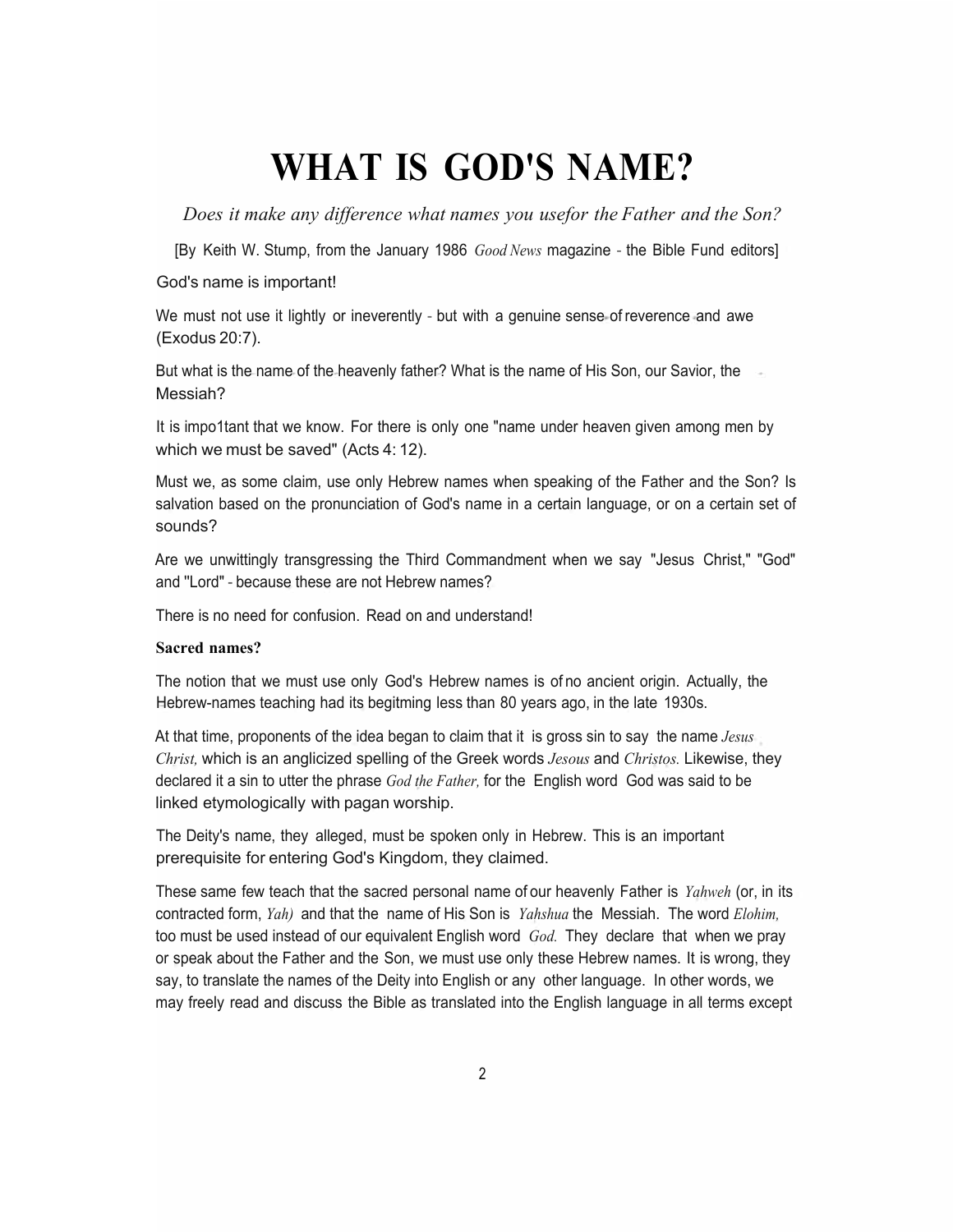# WHAT IS GOD'S NAME?

*Does it make any difference what names you usefor the Father and the Son?*

[By Keith W. Stump, from the January 1986 *Good News* magazine - the Bible Fund editors]

God's name is important!

We must not use it lightly or ineverently - but with a genuine sense of reverence and awe (Exodus 20:7).

But what is the name of the heavenly father? What is the name of His Son, our Savior, the Messiah?

It is impo1tant that we know. For there is only one "name under heaven given among men by which we must be saved" (Acts 4: 12).

Must we, as some claim, use only Hebrew names when speaking of the Father and the Son? Is salvation based on the pronunciation of God's name in a certain language, or on a certain set of sounds?

Are we unwittingly transgressing the Third Commandment when we say "Jesus Christ," "God" and "Lord" - because these are not Hebrew names?

There is no need for confusion. Read on and understand!

**Sacred names?**

The notion that we must use only God's Hebrew names is of no ancient origin. Actually, the Hebrew-names teaching had its begitming less than 80 years ago, in the late 1930s.

At that time, proponents of the idea began to claim that it is gross sin to say the name *Jesus Christ,* which is an anglicized spelling of the Greek words *Jesous* and *Christos.* Likewise, they declared it a sin to utter the phrase *God the Father,* for the English word God was said to be linked etymologically with pagan worship.

The Deity's name, they alleged, must be spoken only in Hebrew. This is an important prerequisite for entering God's Kingdom, they claimed.

These same few teach that the sacred personal name of our heavenly Father is *Yahweh* (or, in its contracted form, *Yah)* and that the name of His Son is *Yahshua* the Messiah. The word *Elohim,* too must be used instead of our equivalent English word *God.* They declare that when we pray or speak about the Father and the Son, we must use only these Hebrew names. It is wrong, they say, to translate the names of the Deity into English or any other language. In other words, we may freely read and discuss the Bible as translated into the English language in all terms except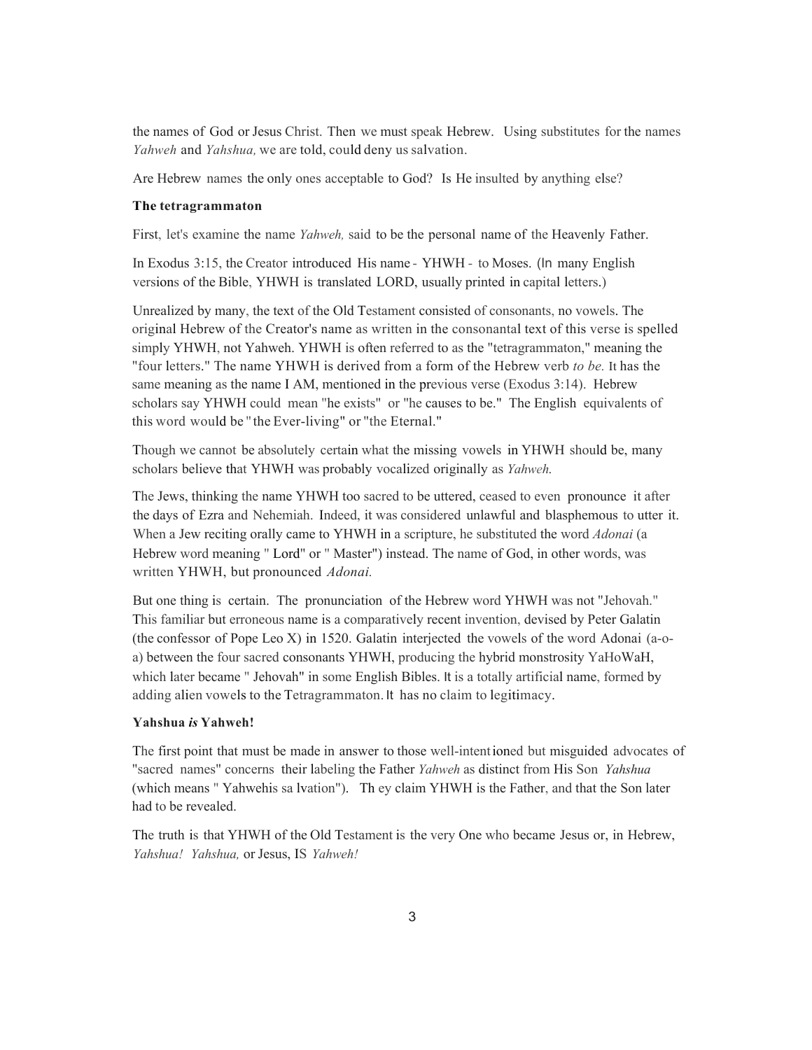the names of God or Jesus Christ. Then we must speak Hebrew. Using substitutes for the names *Yahweh* and *Yahshua,* we are told, could deny us salvation.

Are Hebrew names the only ones acceptable to God? Is He insulted by anything else?

**The tetragrammaton**

First, let's examine the name *Yahweh,* said to be the personal name of the Heavenly Father.

In Exodus 3:15, the Creator introduced His name - YHWH - to Moses. (In many English versions of the Bible, YHWH is translated LORD, usually printed in capital letters.)

Unrealized by many, the text of the Old Testament consisted of consonants, no vowels. The original Hebrew of the Creator's name as written in the consonantal text of this verse is spelled simply YHWH, not Yahweh. YHWH is often referred to as the "tetragrammaton," meaning the "four letters." The name YHWH is derived from a form of the Hebrew verb *to be.* It has the same meaning as the name I AM, mentioned in the previous verse (Exodus 3:14). Hebrew scholars say YHWH could mean "he exists" or "he causes to be." The English equivalents of this word would be "the Ever-living" or "the Eternal."

Though we cannot be absolutely certain what the missing vowels in YHWH should be, many scholars believe that YHWH was probably vocalized originally as *Yahweh.*

The Jews, thinking the name YHWH too sacred to be uttered, ceased to even pronounce it after the days of Ezra and Nehemiah. Indeed, it was considered unlawful and blasphemous to utter it. When a Jew reciting orally came to YHWH in a scripture, he substituted the word *Adonai* (a Hebrew word meaning " Lord" or " Master") instead. The name of God, in other words, was written YHWH, but pronounced *Adonai.*

But one thing is certain. The pronunciation of the Hebrew word YHWH was not "Jehovah." This familiar but erroneous name is a comparatively recent invention, devised by Peter Galatin (the confessor of Pope Leo X) in 1520. Galatin interjected the vowels of the word Adonai (a-o-a) between the four sacred consonants YHWH, producing the hybrid monstrosity YaHoWaH, which later became " Jehovah" in some English Bibles. It is a totally artificial name, formed by adding alien vowels to the Tetragrammaton. It has no claim to legitimacy.

**Yahshua *is* Yahweh!**

The first point that must be made in answer to those well-intentioned but misguided advocates of "sacred names" concerns their labeling the Father *Yahweh* as distinct from His Son *Yahshua* (which means " Yahwehis sa lvation"). Th ey claim YHWH is the Father, and that the Son later had to be revealed.

The truth is that YHWH of the Old Testament is the very One who became Jesus or, in Hebrew, *Yahshua! Yahshua,* or Jesus, IS *Yahweh!*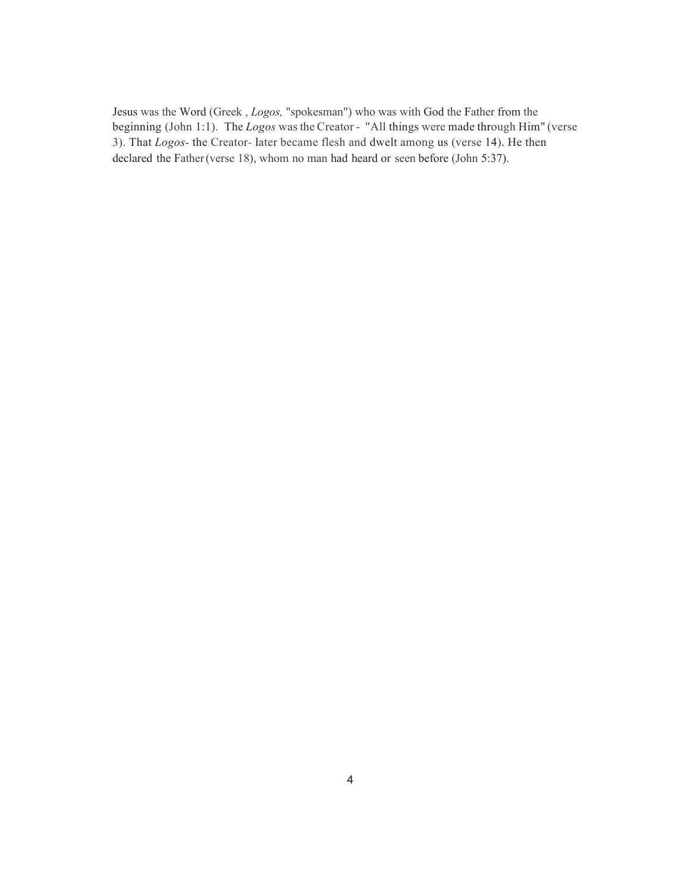Jesus was the Word (Greek , *Logos,* "spokesman") who was with God the Father from the beginning (John 1:1). The *Logos* was the Creator - "All things were made through Him" (verse 3). That *Logos*- the Creator- later became flesh and dwelt among us (verse 14). He then declared the Father (verse 18), whom no man had heard or seen before (John 5:37).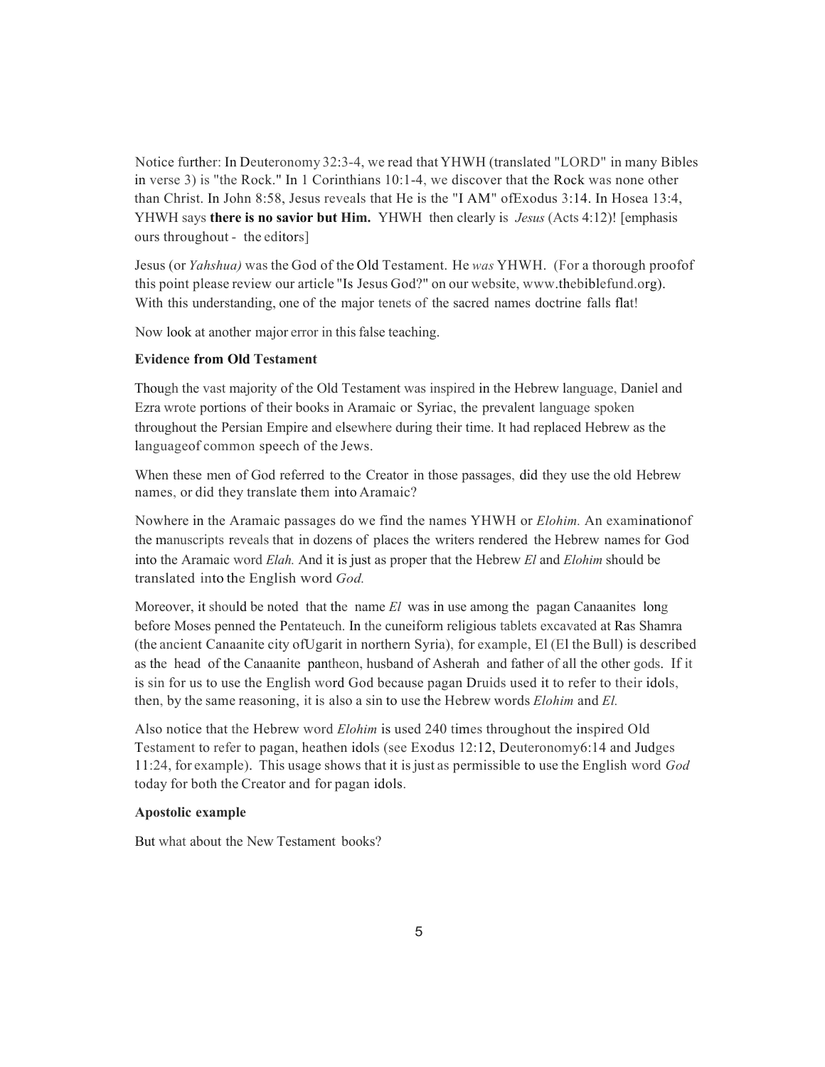Notice further: In Deuteronomy 32:3-4, we read that YHWH (translated "LORD" in many Bibles in verse 3) is "the Rock." In 1 Corinthians 10:1-4, we discover that the Rock was none other than Christ. In John 8:58, Jesus reveals that He is the "I AM" ofExodus 3:14. In Hosea 13:4, YHWH says **there is no savior but Him.** YHWH then clearly is *Jesus* (Acts 4:12)! [emphasis ours throughout - the editors]

Jesus (or *Yahshua)* was the God of the Old Testament. He *was* YHWH. (For a thorough proofof this point please review our article "Is Jesus God?" on our website, www.thebiblefund.org). With this understanding, one of the major tenets of the sacred names doctrine falls flat!

Now look at another major error in this false teaching.

**Evidence from Old Testament**

Though the vast majority of the Old Testament was inspired in the Hebrew language, Daniel and Ezra wrote portions of their books in Aramaic or Syriac, the prevalent language spoken throughout the Persian Empire and elsewhere during their time. It had replaced Hebrew as the languageof common speech of the Jews.

When these men of God referred to the Creator in those passages, did they use the old Hebrew names, or did they translate them into Aramaic?

Nowhere in the Aramaic passages do we find the names YHWH or *Elohim.* An examinationof the manuscripts reveals that in dozens of places the writers rendered the Hebrew names for God into the Aramaic word *Elah.* And it is just as proper that the Hebrew *El* and *Elohim* should be translated into the English word *God.*

Moreover, it should be noted that the name *El* was in use among the pagan Canaanites long before Moses penned the Pentateuch. In the cuneiform religious tablets excavated at Ras Shamra (the ancient Canaanite city ofUgarit in northern Syria), for example, El (El the Bull) is described as the head of the Canaanite pantheon, husband of Asherah and father of all the other gods. If it is sin for us to use the English word God because pagan Druids used it to refer to their idols, then, by the same reasoning, it is also a sin to use the Hebrew words *Elohim* and *El.*

Also notice that the Hebrew word *Elohim* is used 240 times throughout the inspired Old Testament to refer to pagan, heathen idols (see Exodus 12:12, Deuteronomy6:14 and Judges 11:24, for example). This usage shows that it is just as permissible to use the English word *God* today for both the Creator and for pagan idols.

**Apostolic example**

But what about the New Testament books?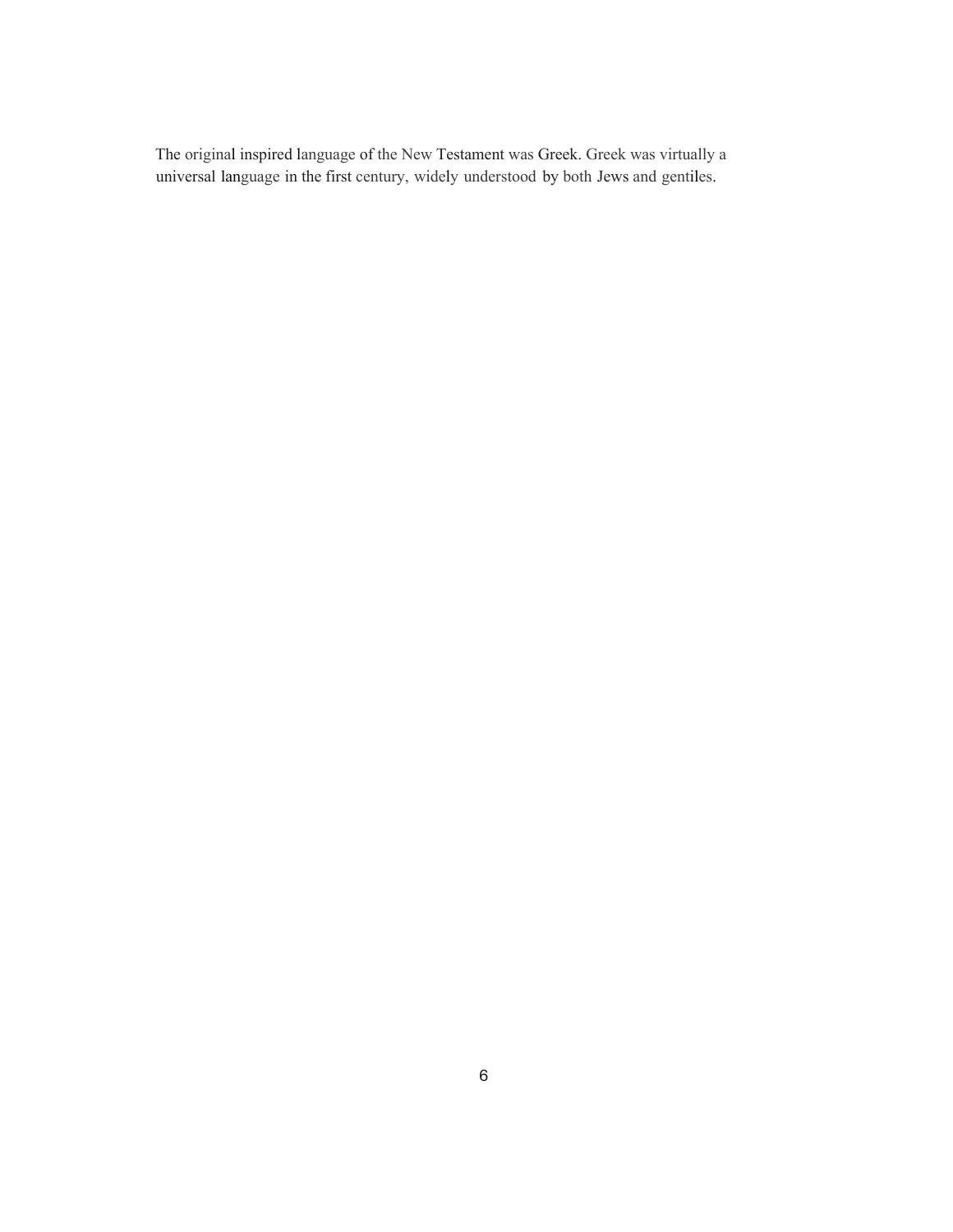The original inspired language of the New Testament was Greek. Greek was virtually a universal language in the first century, widely understood by both Jews and gentiles.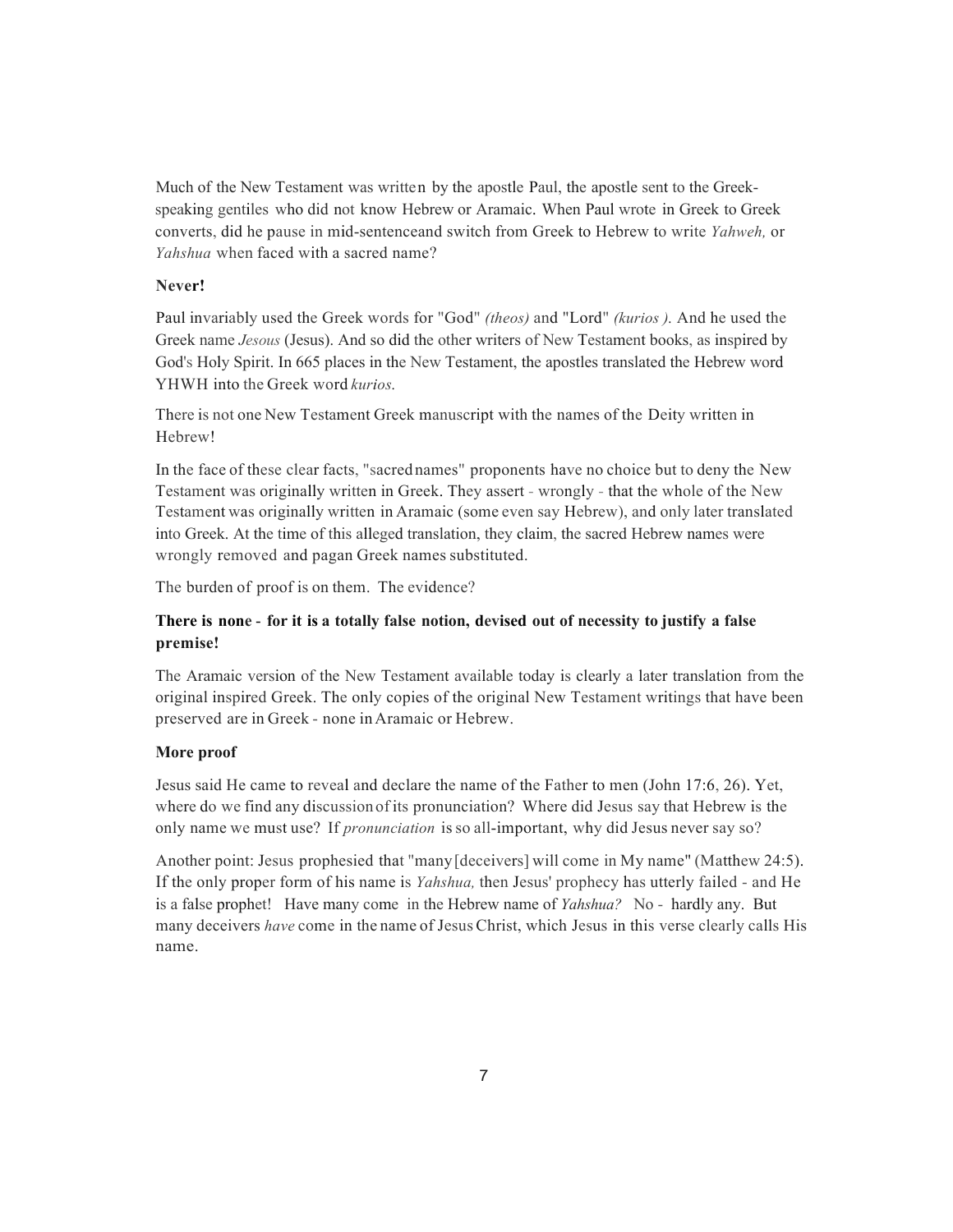Much of the New Testament was written by the apostle Paul, the apostle sent to the Greek-speaking gentiles who did not know Hebrew or Aramaic. When Paul wrote in Greek to Greek converts, did he pause in mid-sentenceand switch from Greek to Hebrew to write *Yahweh,* or *Yahshua* when faced with a sacred name?

**Never!**

Paul invariably used the Greek words for "God" *(theos)* and "Lord" *(kurios ).* And he used the Greek name *Jesous* (Jesus). And so did the other writers of New Testament books, as inspired by God's Holy Spirit. In 665 places in the New Testament, the apostles translated the Hebrew word YHWH into the Greek word *kurios.*

There is not one New Testament Greek manuscript with the names of the Deity written in Hebrew!

In the face of these clear facts, "sacrednames" proponents have no choice but to deny the New Testament was originally written in Greek. They assert - wrongly - that the whole of the New Testament was originally written in Aramaic (some even say Hebrew), and only later translated into Greek. At the time of this alleged translation, they claim, the sacred Hebrew names were wrongly removed and pagan Greek names substituted.

The burden of proof is on them. The evidence?

**There is none - for it is a totally false notion, devised out of necessity to justify a false premise!**

The Aramaic version of the New Testament available today is clearly a later translation from the original inspired Greek. The only copies of the original New Testament writings that have been preserved are in Greek - none in Aramaic or Hebrew.

**More proof**

Jesus said He came to reveal and declare the name of the Father to men (John 17:6, 26). Yet, where do we find any discussion of its pronunciation? Where did Jesus say that Hebrew is the only name we must use? If *pronunciation* is so all-important, why did Jesus never say so?

Another point: Jesus prophesied that "many [deceivers] will come in My name" (Matthew 24:5). If the only proper form of his name is *Yahshua,* then Jesus' prophecy has utterly failed - and He is a false prophet! Have many come in the Hebrew name of *Yahshua?* No - hardly any. But many deceivers *have* come in the name of Jesus Christ, which Jesus in this verse clearly calls His name.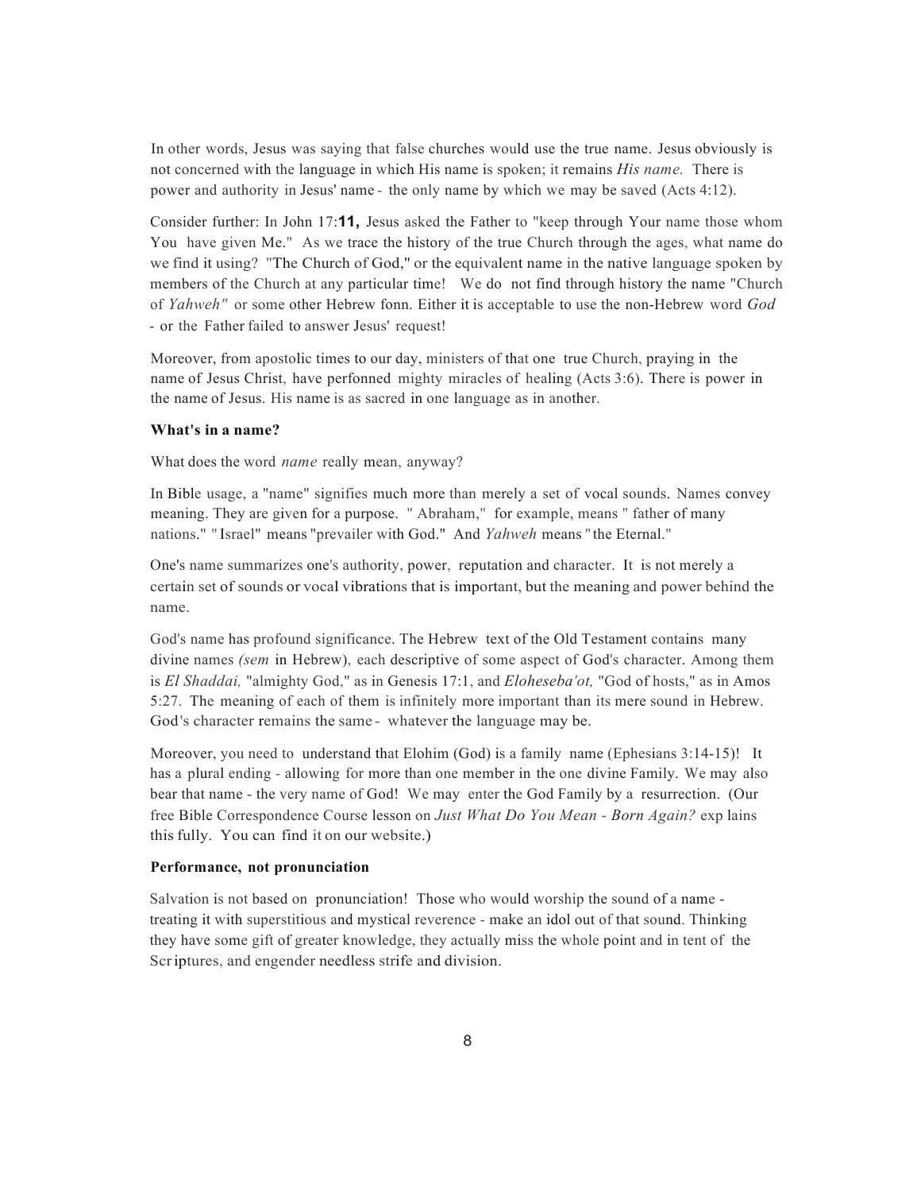In other words, Jesus was saying that false churches would use the true name. Jesus obviously is not concerned with the language in which His name is spoken; it remains *His name.* There is power and authority in Jesus' name - the only name by which we may be saved (Acts 4:12).

Consider further: In John 17:**11,** Jesus asked the Father to "keep through Your name those whom You have given Me." As we trace the history of the true Church through the ages, what name do we find it using? "The Church of God," or the equivalent name in the native language spoken by members of the Church at any particular time! We do not find through history the name "Church of *Yahweh"* or some other Hebrew fonn. Either it is acceptable to use the non-Hebrew word *God* - or the Father failed to answer Jesus' request!

Moreover, from apostolic times to our day, ministers of that one true Church, praying in the name of Jesus Christ, have perfonned mighty miracles of healing (Acts 3:6). There is power in the name of Jesus. His name is as sacred in one language as in another.

**What's in a name?**

What does the word *name* really mean, anyway?

In Bible usage, a "name" signifies much more than merely a set of vocal sounds. Names convey meaning. They are given for a purpose. " Abraham," for example, means " father of many nations." " Israel" means "prevailer with God." And *Yahweh* means " the Eternal."

One's name summarizes one's authority, power, reputation and character. It is not merely a certain set of sounds or vocal vibrations that is important, but the meaning and power behind the name.

God's name has profound significance. The Hebrew text of the Old Testament contains many divine names *(sem* in Hebrew), each descriptive of some aspect of God's character. Among them is *El Shaddai,* "almighty God," as in Genesis 17:1, and *Eloheseba'ot,* "God of hosts," as in Amos 5:27. The meaning of each of them is infinitely more important than its mere sound in Hebrew. God's character remains the same - whatever the language may be.

Moreover, you need to understand that Elohim (God) is a family name (Ephesians 3:14-15)! It has a plural ending - allowing for more than one member in the one divine Family. We may also bear that name - the very name of God! We may enter the God Family by a resurrection. (Our free Bible Correspondence Course lesson on *Just What Do You Mean - Born Again?* exp lains this fully. You can find it on our website.)

**Performance, not pronunciation**

Salvation is not based on pronunciation! Those who would worship the sound of a name - treating it with superstitious and mystical reverence - make an idol out of that sound. Thinking they have some gift of greater knowledge, they actually miss the whole point and in tent of the Scr iptures, and engender needless strife and division.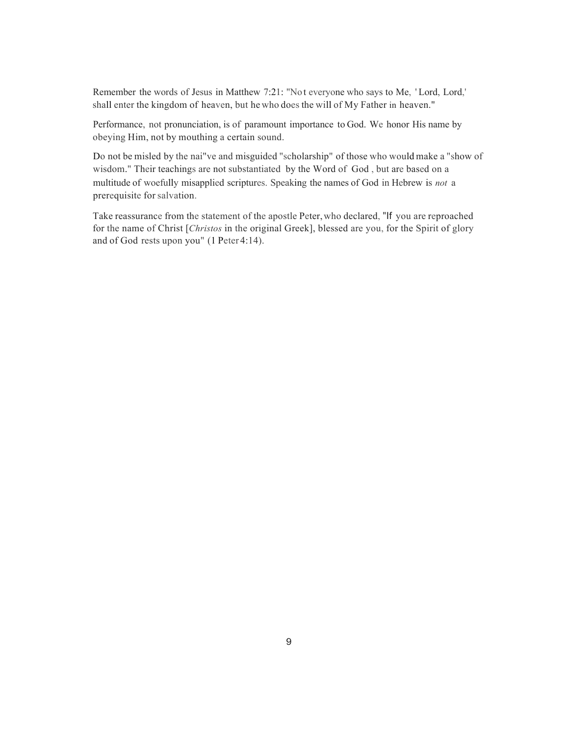Remember the words of Jesus in Matthew 7:21: "Not everyone who says to Me, 'Lord, Lord,' shall enter the kingdom of heaven, but he who does the will of My Father in heaven."

Performance, not pronunciation, is of paramount importance to God. We honor His name by obeying Him, not by mouthing a certain sound.

Do not be misled by the nai"ve and misguided "scholarship" of those who would make a "show of wisdom." Their teachings are not substantiated by the Word of God , but are based on a multitude of woefully misapplied scriptures. Speaking the names of God in Hebrew is *not* a prerequisite for salvation.

Take reassurance from the statement of the apostle Peter, who declared, "If you are reproached for the name of Christ [*Christos* in the original Greek], blessed are you, for the Spirit of glory and of God rests upon you" (1 Peter 4:14).